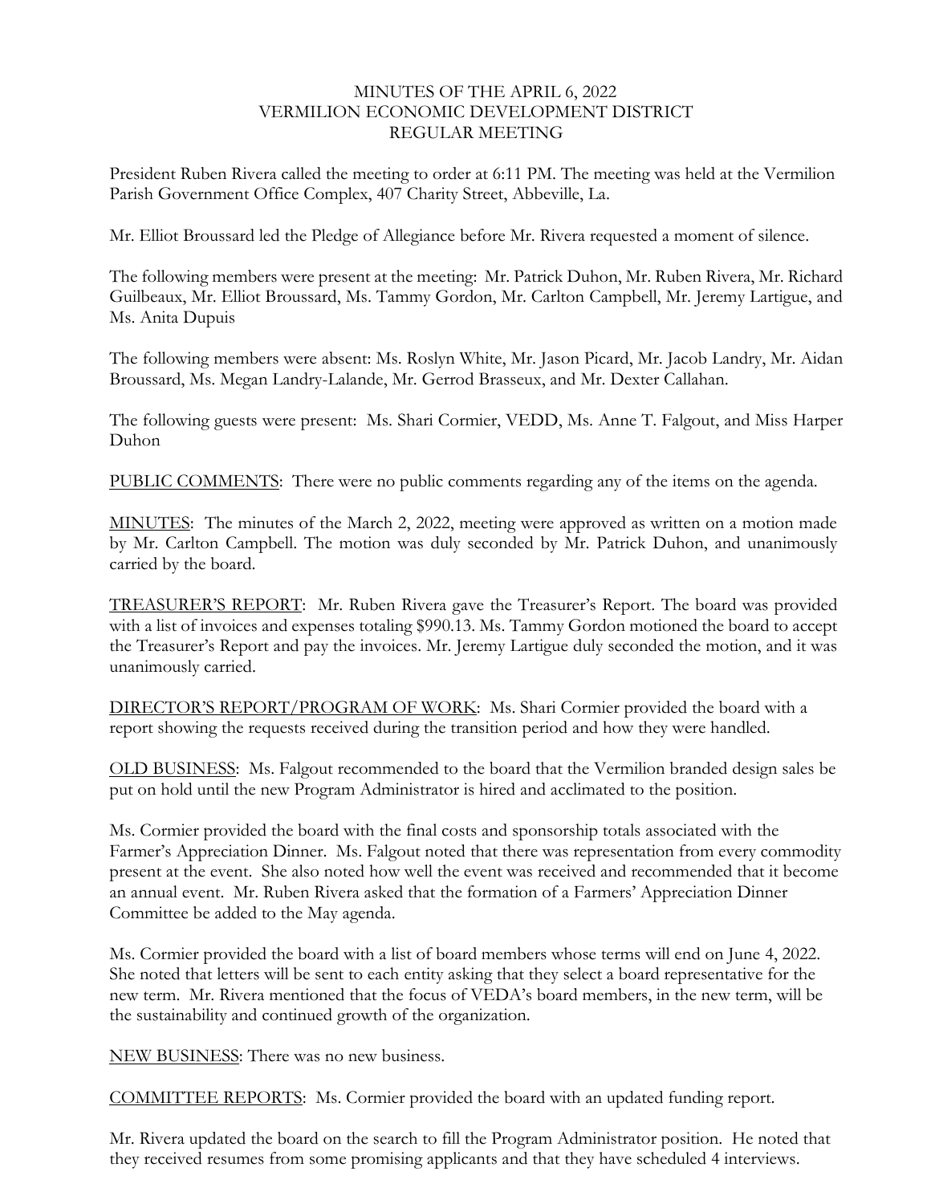# MINUTES OF THE APRIL 6, 2022
# VERMILION ECONOMIC DEVELOPMENT DISTRICT
# REGULAR MEETING

President Ruben Rivera called the meeting to order at 6:11 PM. The meeting was held at the Vermilion Parish Government Office Complex, 407 Charity Street, Abbeville, La.

Mr. Elliot Broussard led the Pledge of Allegiance before Mr. Rivera requested a moment of silence.

The following members were present at the meeting: Mr. Patrick Duhon, Mr. Ruben Rivera, Mr. Richard Guilbeaux, Mr. Elliot Broussard, Ms. Tammy Gordon, Mr. Carlton Campbell, Mr. Jeremy Lartigue, and Ms. Anita Dupuis

The following members were absent: Ms. Roslyn White, Mr. Jason Picard, Mr. Jacob Landry, Mr. Aidan Broussard, Ms. Megan Landry-Lalande, Mr. Gerrod Brasseux, and Mr. Dexter Callahan.

The following guests were present: Ms. Shari Cormier, VEDD, Ms. Anne T. Falgout, and Miss Harper Duhon

PUBLIC COMMENTS: There were no public comments regarding any of the items on the agenda.

MINUTES: The minutes of the March 2, 2022, meeting were approved as written on a motion made by Mr. Carlton Campbell. The motion was duly seconded by Mr. Patrick Duhon, and unanimously carried by the board.

TREASURER'S REPORT: Mr. Ruben Rivera gave the Treasurer's Report. The board was provided with a list of invoices and expenses totaling $990.13. Ms. Tammy Gordon motioned the board to accept the Treasurer's Report and pay the invoices. Mr. Jeremy Lartigue duly seconded the motion, and it was unanimously carried.

DIRECTOR'S REPORT/PROGRAM OF WORK: Ms. Shari Cormier provided the board with a report showing the requests received during the transition period and how they were handled.

OLD BUSINESS: Ms. Falgout recommended to the board that the Vermilion branded design sales be put on hold until the new Program Administrator is hired and acclimated to the position.

Ms. Cormier provided the board with the final costs and sponsorship totals associated with the Farmer's Appreciation Dinner. Ms. Falgout noted that there was representation from every commodity present at the event. She also noted how well the event was received and recommended that it become an annual event. Mr. Ruben Rivera asked that the formation of a Farmers' Appreciation Dinner Committee be added to the May agenda.

Ms. Cormier provided the board with a list of board members whose terms will end on June 4, 2022. She noted that letters will be sent to each entity asking that they select a board representative for the new term. Mr. Rivera mentioned that the focus of VEDA's board members, in the new term, will be the sustainability and continued growth of the organization.

NEW BUSINESS: There was no new business.

COMMITTEE REPORTS: Ms. Cormier provided the board with an updated funding report.

Mr. Rivera updated the board on the search to fill the Program Administrator position. He noted that they received resumes from some promising applicants and that they have scheduled 4 interviews.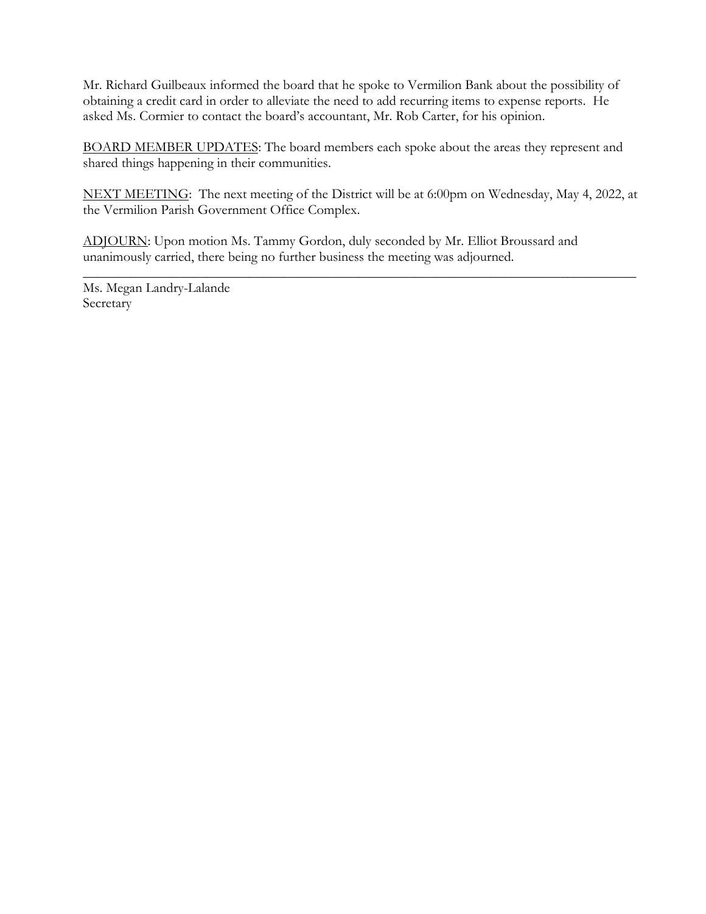Mr. Richard Guilbeaux informed the board that he spoke to Vermilion Bank about the possibility of obtaining a credit card in order to alleviate the need to add recurring items to expense reports. He asked Ms. Cormier to contact the board's accountant, Mr. Rob Carter, for his opinion.

<u>BOARD MEMBER UPDATES</u>: The board members each spoke about the areas they represent and shared things happening in their communities.

<u>NEXT MEETING</u>: The next meeting of the District will be at 6:00pm on Wednesday, May 4, 2022, at the Vermilion Parish Government Office Complex.

<u>ADJOURN</u>: Upon motion Ms. Tammy Gordon, duly seconded by Mr. Elliot Broussard and unanimously carried, there being no further business the meeting was adjourned.

---

Ms. Megan Landry-Lalande
Secretary